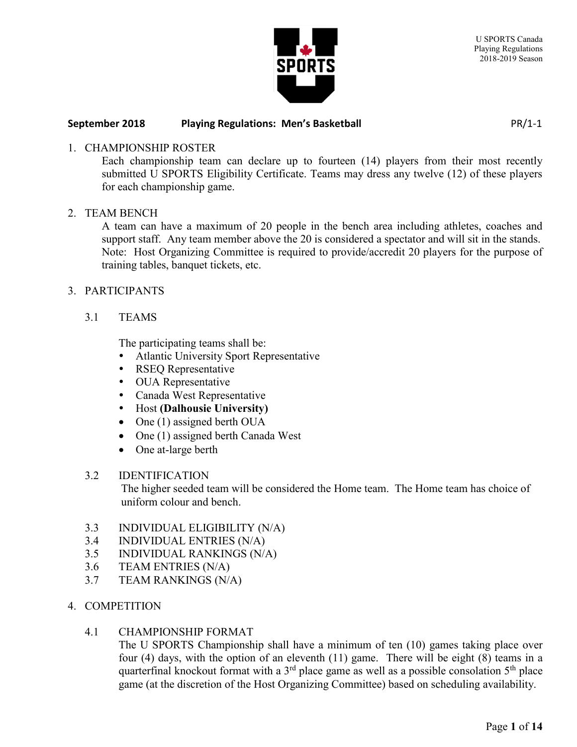U SPORTS Canada
Playing Regulations
2018-2019 Season

**September 2018 Playing Regulations: Men's Basketball** PR/1-1

1. CHAMPIONSHIP ROSTER

   Each championship team can declare up to fourteen (14) players from their most recently submitted U SPORTS Eligibility Certificate. Teams may dress any twelve (12) of these players for each championship game.

2. TEAM BENCH

   A team can have a maximum of 20 people in the bench area including athletes, coaches and support staff. Any team member above the 20 is considered a spectator and will sit in the stands. Note: Host Organizing Committee is required to provide/accredit 20 players for the purpose of training tables, banquet tickets, etc.

3. PARTICIPANTS

   3.1 TEAMS

   The participating teams shall be:
   - Atlantic University Sport Representative
   - RSEQ Representative
   - OUA Representative
   - Canada West Representative
   - Host **(Dalhousie University)**
   - One (1) assigned berth OUA
   - One (1) assigned berth Canada West
   - One at-large berth

   3.2 IDENTIFICATION

   The higher seeded team will be considered the Home team. The Home team has choice of uniform colour and bench.

   3.3 INDIVIDUAL ELIGIBILITY (N/A)
   3.4 INDIVIDUAL ENTRIES (N/A)
   3.5 INDIVIDUAL RANKINGS (N/A)
   3.6 TEAM ENTRIES (N/A)
   3.7 TEAM RANKINGS (N/A)

4. COMPETITION

   4.1 CHAMPIONSHIP FORMAT

   The U SPORTS Championship shall have a minimum of ten (10) games taking place over four (4) days, with the option of an eleventh (11) game. There will be eight (8) teams in a quarterfinal knockout format with a 3rd place game as well as a possible consolation 5th place game (at the discretion of the Host Organizing Committee) based on scheduling availability.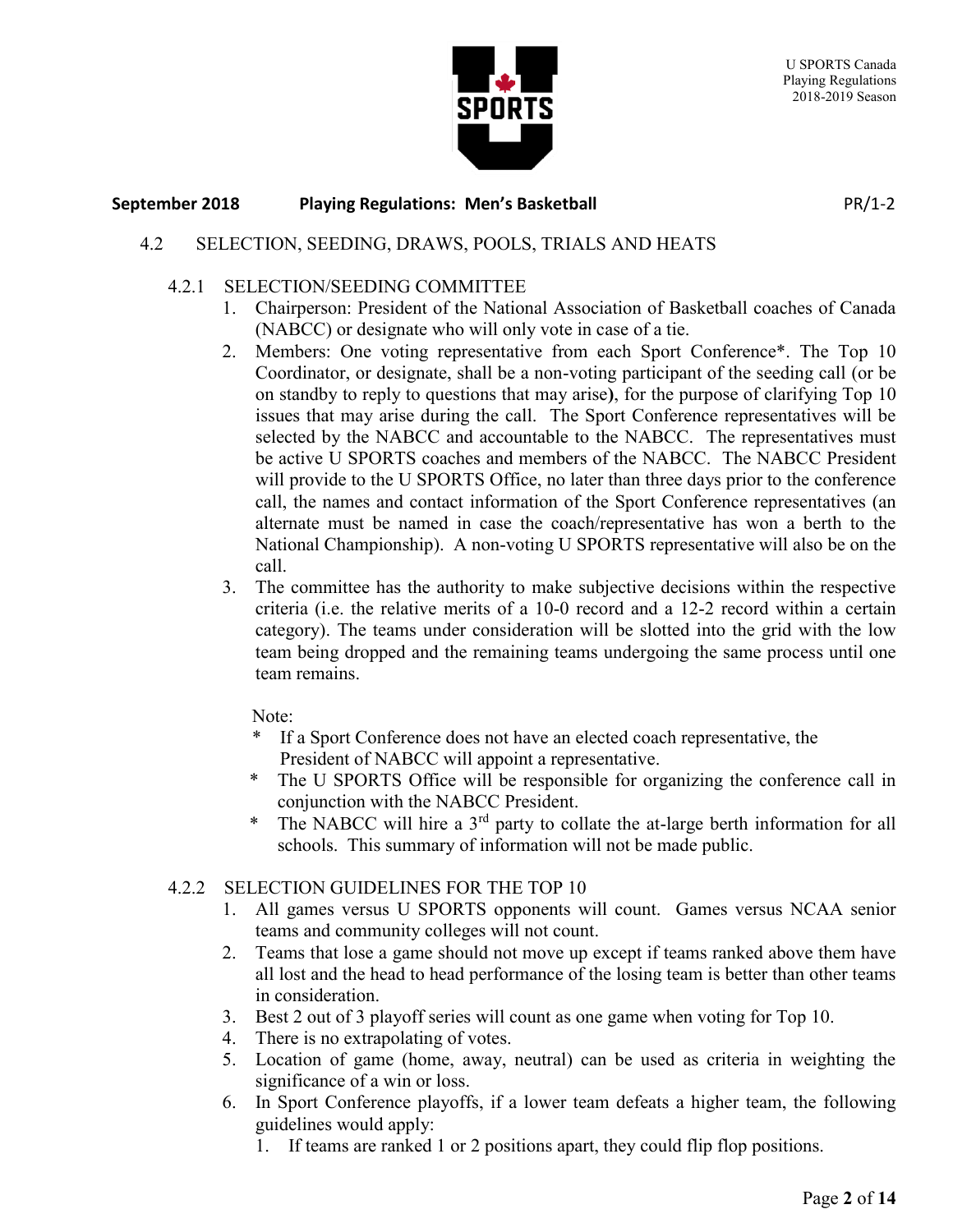**September 2018 Playing Regulations: Men's Basketball PR/1-2**

4.2 SELECTION, SEEDING, DRAWS, POOLS, TRIALS AND HEATS

4.2.1 SELECTION/SEEDING COMMITTEE

1. Chairperson: President of the National Association of Basketball coaches of Canada (NABCC) or designate who will only vote in case of a tie.
2. Members: One voting representative from each Sport Conference*. The Top 10 Coordinator, or designate, shall be a non-voting participant of the seeding call (or be on standby to reply to questions that may arise**)**, for the purpose of clarifying Top 10 issues that may arise during the call. The Sport Conference representatives will be selected by the NABCC and accountable to the NABCC. The representatives must be active U SPORTS coaches and members of the NABCC. The NABCC President will provide to the U SPORTS Office, no later than three days prior to the conference call, the names and contact information of the Sport Conference representatives (an alternate must be named in case the coach/representative has won a berth to the National Championship). A non-voting U SPORTS representative will also be on the call.
3. The committee has the authority to make subjective decisions within the respective criteria (i.e. the relative merits of a 10-0 record and a 12-2 record within a certain category). The teams under consideration will be slotted into the grid with the low team being dropped and the remaining teams undergoing the same process until one team remains.

Note:

\* If a Sport Conference does not have an elected coach representative, the President of NABCC will appoint a representative.

\* The U SPORTS Office will be responsible for organizing the conference call in conjunction with the NABCC President.

\* The NABCC will hire a 3rd party to collate the at-large berth information for all schools. This summary of information will not be made public.

4.2.2 SELECTION GUIDELINES FOR THE TOP 10

1. All games versus U SPORTS opponents will count. Games versus NCAA senior teams and community colleges will not count.
2. Teams that lose a game should not move up except if teams ranked above them have all lost and the head to head performance of the losing team is better than other teams in consideration.
3. Best 2 out of 3 playoff series will count as one game when voting for Top 10.
4. There is no extrapolating of votes.
5. Location of game (home, away, neutral) can be used as criteria in weighting the significance of a win or loss.
6. In Sport Conference playoffs, if a lower team defeats a higher team, the following guidelines would apply:
   1. If teams are ranked 1 or 2 positions apart, they could flip flop positions.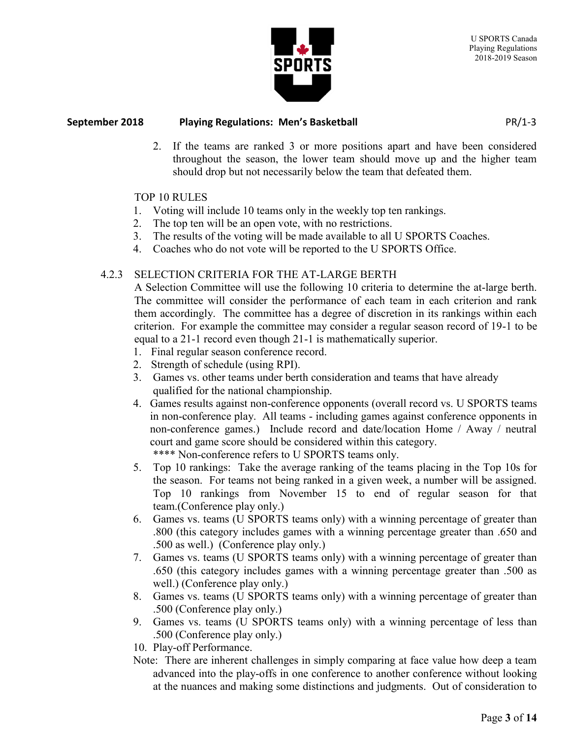2. If the teams are ranked 3 or more positions apart and have been considered throughout the season, the lower team should move up and the higher team should drop but not necessarily below the team that defeated them.

TOP 10 RULES

1. Voting will include 10 teams only in the weekly top ten rankings.
2. The top ten will be an open vote, with no restrictions.
3. The results of the voting will be made available to all U SPORTS Coaches.
4. Coaches who do not vote will be reported to the U SPORTS Office.

### 4.2.3 SELECTION CRITERIA FOR THE AT-LARGE BERTH

A Selection Committee will use the following 10 criteria to determine the at-large berth. The committee will consider the performance of each team in each criterion and rank them accordingly. The committee has a degree of discretion in its rankings within each criterion. For example the committee may consider a regular season record of 19-1 to be equal to a 21-1 record even though 21-1 is mathematically superior.

1. Final regular season conference record.
2. Strength of schedule (using RPI).
3. Games vs. other teams under berth consideration and teams that have already qualified for the national championship.
4. Games results against non-conference opponents (overall record vs. U SPORTS teams in non-conference play. All teams - including games against conference opponents in non-conference games.) Include record and date/location Home / Away / neutral court and game score should be considered within this category.
   **** Non-conference refers to U SPORTS teams only.
5. Top 10 rankings: Take the average ranking of the teams placing in the Top 10s for the season. For teams not being ranked in a given week, a number will be assigned. Top 10 rankings from November 15 to end of regular season for that team.(Conference play only.)
6. Games vs. teams (U SPORTS teams only) with a winning percentage of greater than .800 (this category includes games with a winning percentage greater than .650 and .500 as well.) (Conference play only.)
7. Games vs. teams (U SPORTS teams only) with a winning percentage of greater than .650 (this category includes games with a winning percentage greater than .500 as well.) (Conference play only.)
8. Games vs. teams (U SPORTS teams only) with a winning percentage of greater than .500 (Conference play only.)
9. Games vs. teams (U SPORTS teams only) with a winning percentage of less than .500 (Conference play only.)
10. Play-off Performance.

Note: There are inherent challenges in simply comparing at face value how deep a team advanced into the play-offs in one conference to another conference without looking at the nuances and making some distinctions and judgments. Out of consideration to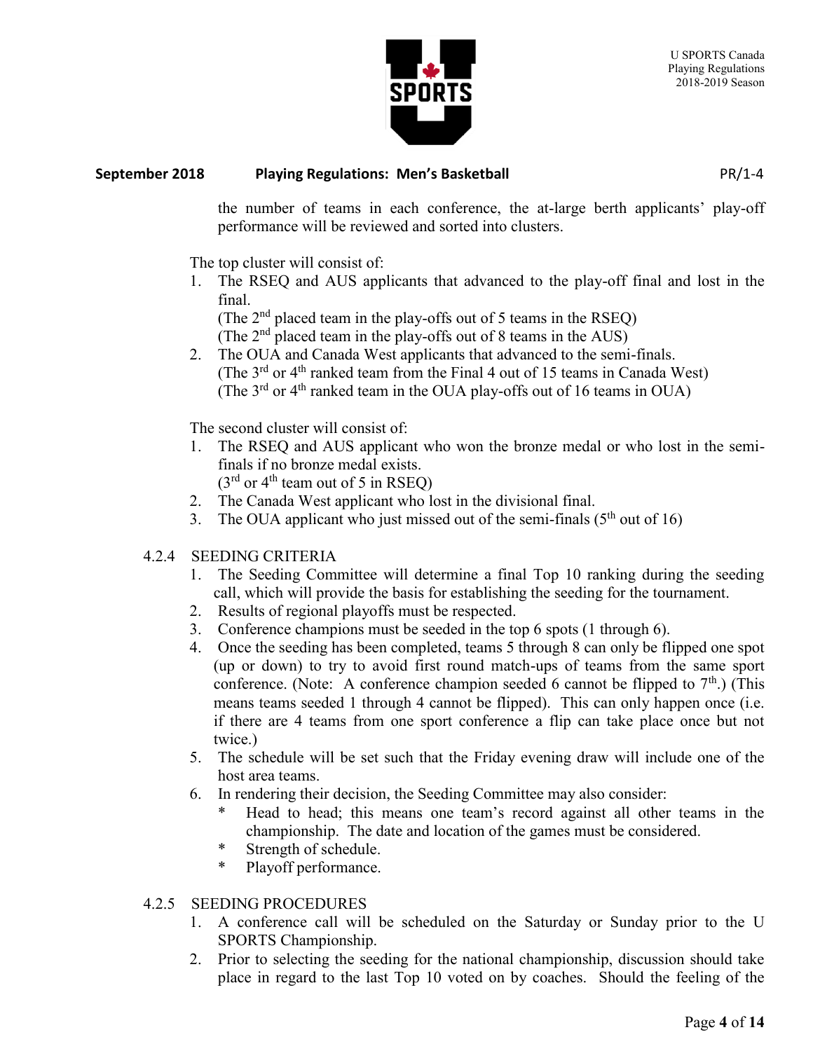the number of teams in each conference, the at-large berth applicants' play-off performance will be reviewed and sorted into clusters.

The top cluster will consist of:

1. The RSEQ and AUS applicants that advanced to the play-off final and lost in the final.
   (The 2nd placed team in the play-offs out of 5 teams in the RSEQ)
   (The 2nd placed team in the play-offs out of 8 teams in the AUS)
2. The OUA and Canada West applicants that advanced to the semi-finals.
   (The 3rd or 4th ranked team from the Final 4 out of 15 teams in Canada West)
   (The 3rd or 4th ranked team in the OUA play-offs out of 16 teams in OUA)

The second cluster will consist of:

1. The RSEQ and AUS applicant who won the bronze medal or who lost in the semi-finals if no bronze medal exists.
   (3rd or 4th team out of 5 in RSEQ)
2. The Canada West applicant who lost in the divisional final.
3. The OUA applicant who just missed out of the semi-finals (5th out of 16)

### 4.2.4 SEEDING CRITERIA

1. The Seeding Committee will determine a final Top 10 ranking during the seeding call, which will provide the basis for establishing the seeding for the tournament.
2. Results of regional playoffs must be respected.
3. Conference champions must be seeded in the top 6 spots (1 through 6).
4. Once the seeding has been completed, teams 5 through 8 can only be flipped one spot (up or down) to try to avoid first round match-ups of teams from the same sport conference. (Note: A conference champion seeded 6 cannot be flipped to 7th.) (This means teams seeded 1 through 4 cannot be flipped). This can only happen once (i.e. if there are 4 teams from one sport conference a flip can take place once but not twice.)
5. The schedule will be set such that the Friday evening draw will include one of the host area teams.
6. In rendering their decision, the Seeding Committee may also consider:
   * Head to head; this means one team's record against all other teams in the championship. The date and location of the games must be considered.
   * Strength of schedule.
   * Playoff performance.

### 4.2.5 SEEDING PROCEDURES

1. A conference call will be scheduled on the Saturday or Sunday prior to the U SPORTS Championship.
2. Prior to selecting the seeding for the national championship, discussion should take place in regard to the last Top 10 voted on by coaches. Should the feeling of the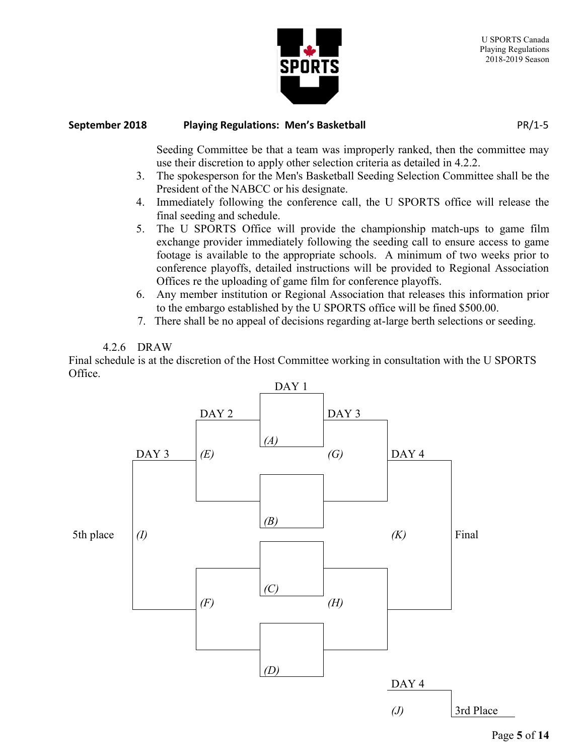Seeding Committee be that a team was improperly ranked, then the committee may use their discretion to apply other selection criteria as detailed in 4.2.2.

3. The spokesperson for the Men's Basketball Seeding Selection Committee shall be the President of the NABCC or his designate.
4. Immediately following the conference call, the U SPORTS office will release the final seeding and schedule.
5. The U SPORTS Office will provide the championship match-ups to game film exchange provider immediately following the seeding call to ensure access to game footage is available to the appropriate schools. A minimum of two weeks prior to conference playoffs, detailed instructions will be provided to Regional Association Offices re the uploading of game film for conference playoffs.
6. Any member institution or Regional Association that releases this information prior to the embargo established by the U SPORTS office will be fined $500.00.
7. There shall be no appeal of decisions regarding at-large berth selections or seeding.

4.2.6 DRAW

Final schedule is at the discretion of the Host Committee working in consultation with the U SPORTS Office.

DAY 1

DAY 2 — DAY 3

*(A)*

DAY 3 — *(E)* — *(G)* — DAY 4

*(B)*

5th place — *(I)* — *(K)* — Final

*(C)*

*(F)* — *(H)*

*(D)*

DAY 4

*(J)* — 3rd Place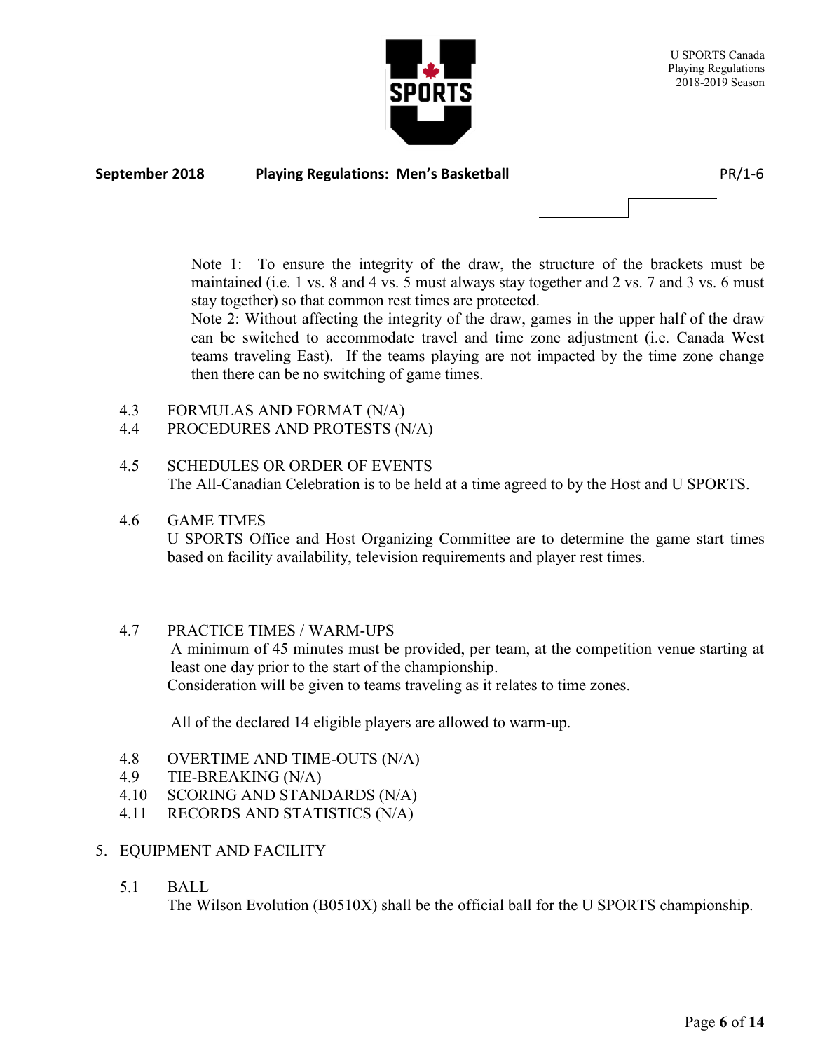Note 1: To ensure the integrity of the draw, the structure of the brackets must be maintained (i.e. 1 vs. 8 and 4 vs. 5 must always stay together and 2 vs. 7 and 3 vs. 6 must stay together) so that common rest times are protected.

Note 2: Without affecting the integrity of the draw, games in the upper half of the draw can be switched to accommodate travel and time zone adjustment (i.e. Canada West teams traveling East). If the teams playing are not impacted by the time zone change then there can be no switching of game times.

4.3 FORMULAS AND FORMAT (N/A)

4.4 PROCEDURES AND PROTESTS (N/A)

4.5 SCHEDULES OR ORDER OF EVENTS

The All-Canadian Celebration is to be held at a time agreed to by the Host and U SPORTS.

4.6 GAME TIMES

U SPORTS Office and Host Organizing Committee are to determine the game start times based on facility availability, television requirements and player rest times.

4.7 PRACTICE TIMES / WARM-UPS

A minimum of 45 minutes must be provided, per team, at the competition venue starting at least one day prior to the start of the championship.

Consideration will be given to teams traveling as it relates to time zones.

All of the declared 14 eligible players are allowed to warm-up.

4.8 OVERTIME AND TIME-OUTS (N/A)

4.9 TIE-BREAKING (N/A)

4.10 SCORING AND STANDARDS (N/A)

4.11 RECORDS AND STATISTICS (N/A)

5. EQUIPMENT AND FACILITY

5.1 BALL

The Wilson Evolution (B0510X) shall be the official ball for the U SPORTS championship.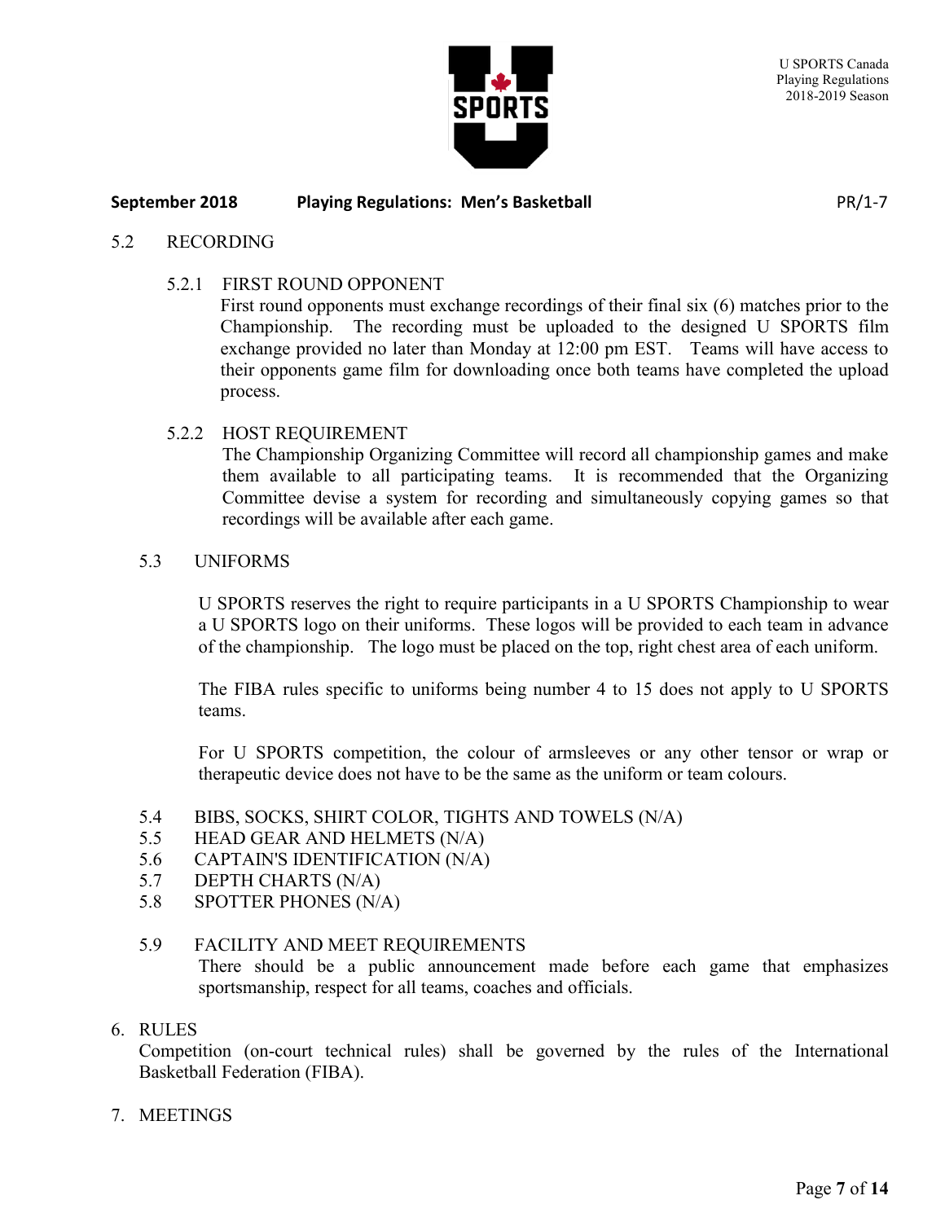### 5.2 RECORDING

#### 5.2.1 FIRST ROUND OPPONENT

First round opponents must exchange recordings of their final six (6) matches prior to the Championship. The recording must be uploaded to the designed U SPORTS film exchange provided no later than Monday at 12:00 pm EST. Teams will have access to their opponents game film for downloading once both teams have completed the upload process.

#### 5.2.2 HOST REQUIREMENT

The Championship Organizing Committee will record all championship games and make them available to all participating teams. It is recommended that the Organizing Committee devise a system for recording and simultaneously copying games so that recordings will be available after each game.

### 5.3 UNIFORMS

U SPORTS reserves the right to require participants in a U SPORTS Championship to wear a U SPORTS logo on their uniforms. These logos will be provided to each team in advance of the championship. The logo must be placed on the top, right chest area of each uniform.

The FIBA rules specific to uniforms being number 4 to 15 does not apply to U SPORTS teams.

For U SPORTS competition, the colour of armsleeves or any other tensor or wrap or therapeutic device does not have to be the same as the uniform or team colours.

### 5.4 BIBS, SOCKS, SHIRT COLOR, TIGHTS AND TOWELS (N/A)

### 5.5 HEAD GEAR AND HELMETS (N/A)

### 5.6 CAPTAIN'S IDENTIFICATION (N/A)

### 5.7 DEPTH CHARTS (N/A)

### 5.8 SPOTTER PHONES (N/A)

### 5.9 FACILITY AND MEET REQUIREMENTS

There should be a public announcement made before each game that emphasizes sportsmanship, respect for all teams, coaches and officials.

## 6. RULES

Competition (on-court technical rules) shall be governed by the rules of the International Basketball Federation (FIBA).

## 7. MEETINGS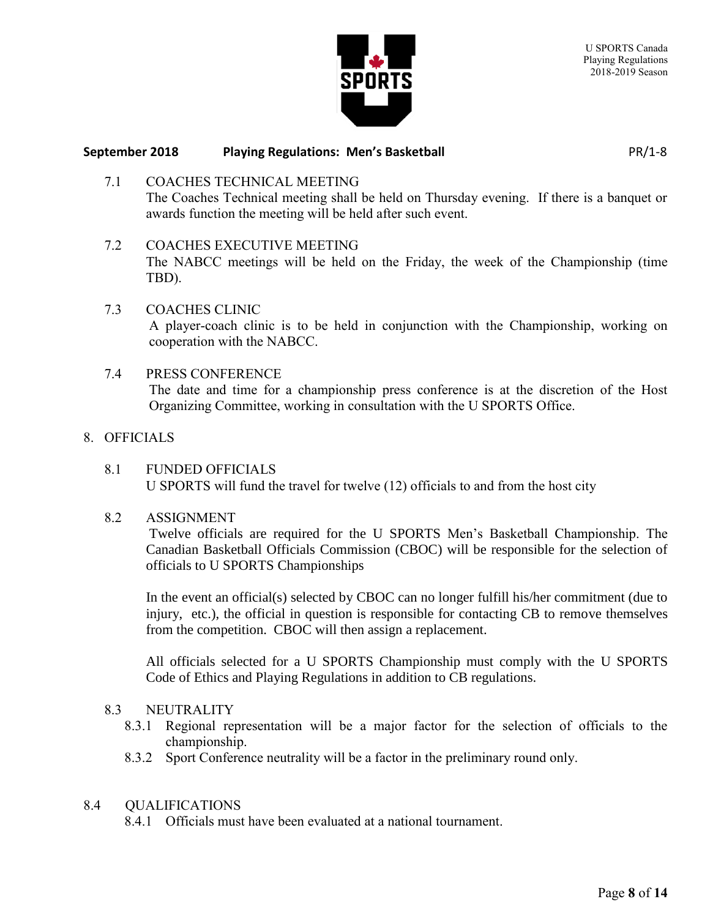### 7.1 COACHES TECHNICAL MEETING

The Coaches Technical meeting shall be held on Thursday evening. If there is a banquet or awards function the meeting will be held after such event.

### 7.2 COACHES EXECUTIVE MEETING

The NABCC meetings will be held on the Friday, the week of the Championship (time TBD).

### 7.3 COACHES CLINIC

A player-coach clinic is to be held in conjunction with the Championship, working on cooperation with the NABCC.

### 7.4 PRESS CONFERENCE

The date and time for a championship press conference is at the discretion of the Host Organizing Committee, working in consultation with the U SPORTS Office.

## 8. OFFICIALS

### 8.1 FUNDED OFFICIALS

U SPORTS will fund the travel for twelve (12) officials to and from the host city

### 8.2 ASSIGNMENT

Twelve officials are required for the U SPORTS Men's Basketball Championship. The Canadian Basketball Officials Commission (CBOC) will be responsible for the selection of officials to U SPORTS Championships

In the event an official(s) selected by CBOC can no longer fulfill his/her commitment (due to injury, etc.), the official in question is responsible for contacting CB to remove themselves from the competition. CBOC will then assign a replacement.

All officials selected for a U SPORTS Championship must comply with the U SPORTS Code of Ethics and Playing Regulations in addition to CB regulations.

### 8.3 NEUTRALITY

8.3.1 Regional representation will be a major factor for the selection of officials to the championship.

8.3.2 Sport Conference neutrality will be a factor in the preliminary round only.

### 8.4 QUALIFICATIONS

8.4.1 Officials must have been evaluated at a national tournament.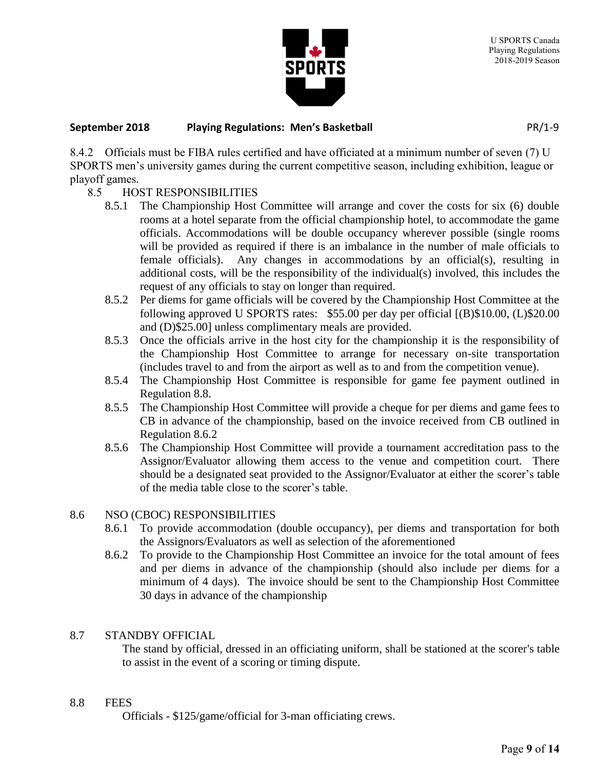8.4.2 Officials must be FIBA rules certified and have officiated at a minimum number of seven (7) U SPORTS men's university games during the current competitive season, including exhibition, league or playoff games.

8.5 HOST RESPONSIBILITIES

8.5.1 The Championship Host Committee will arrange and cover the costs for six (6) double rooms at a hotel separate from the official championship hotel, to accommodate the game officials. Accommodations will be double occupancy wherever possible (single rooms will be provided as required if there is an imbalance in the number of male officials to female officials). Any changes in accommodations by an official(s), resulting in additional costs, will be the responsibility of the individual(s) involved, this includes the request of any officials to stay on longer than required.

8.5.2 Per diems for game officials will be covered by the Championship Host Committee at the following approved U SPORTS rates: $55.00 per day per official [(B)$10.00, (L)$20.00 and (D)$25.00] unless complimentary meals are provided.

8.5.3 Once the officials arrive in the host city for the championship it is the responsibility of the Championship Host Committee to arrange for necessary on-site transportation (includes travel to and from the airport as well as to and from the competition venue).

8.5.4 The Championship Host Committee is responsible for game fee payment outlined in Regulation 8.8.

8.5.5 The Championship Host Committee will provide a cheque for per diems and game fees to CB in advance of the championship, based on the invoice received from CB outlined in Regulation 8.6.2

8.5.6 The Championship Host Committee will provide a tournament accreditation pass to the Assignor/Evaluator allowing them access to the venue and competition court. There should be a designated seat provided to the Assignor/Evaluator at either the scorer's table of the media table close to the scorer's table.

8.6 NSO (CBOC) RESPONSIBILITIES

8.6.1 To provide accommodation (double occupancy), per diems and transportation for both the Assignors/Evaluators as well as selection of the aforementioned

8.6.2 To provide to the Championship Host Committee an invoice for the total amount of fees and per diems in advance of the championship (should also include per diems for a minimum of 4 days). The invoice should be sent to the Championship Host Committee 30 days in advance of the championship

8.7 STANDBY OFFICIAL

The stand by official, dressed in an officiating uniform, shall be stationed at the scorer's table to assist in the event of a scoring or timing dispute.

8.8 FEES

Officials - $125/game/official for 3-man officiating crews.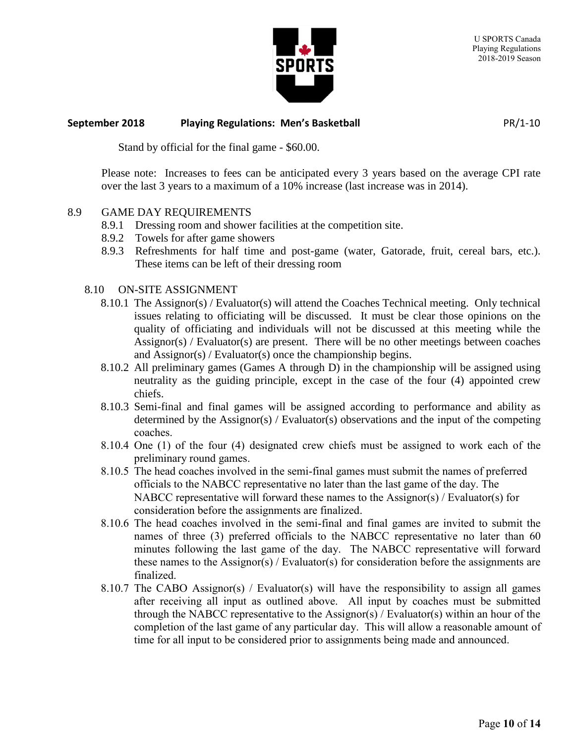Stand by official for the final game - $60.00.

Please note: Increases to fees can be anticipated every 3 years based on the average CPI rate over the last 3 years to a maximum of a 10% increase (last increase was in 2014).

8.9 GAME DAY REQUIREMENTS

8.9.1 Dressing room and shower facilities at the competition site.

8.9.2 Towels for after game showers

8.9.3 Refreshments for half time and post-game (water, Gatorade, fruit, cereal bars, etc.). These items can be left of their dressing room

8.10 ON-SITE ASSIGNMENT

8.10.1 The Assignor(s) / Evaluator(s) will attend the Coaches Technical meeting. Only technical issues relating to officiating will be discussed. It must be clear those opinions on the quality of officiating and individuals will not be discussed at this meeting while the Assignor(s) / Evaluator(s) are present. There will be no other meetings between coaches and Assignor(s) / Evaluator(s) once the championship begins.

8.10.2 All preliminary games (Games A through D) in the championship will be assigned using neutrality as the guiding principle, except in the case of the four (4) appointed crew chiefs.

8.10.3 Semi-final and final games will be assigned according to performance and ability as determined by the Assignor(s) / Evaluator(s) observations and the input of the competing coaches.

8.10.4 One (1) of the four (4) designated crew chiefs must be assigned to work each of the preliminary round games.

8.10.5 The head coaches involved in the semi-final games must submit the names of preferred officials to the NABCC representative no later than the last game of the day. The NABCC representative will forward these names to the Assignor(s) / Evaluator(s) for consideration before the assignments are finalized.

8.10.6 The head coaches involved in the semi-final and final games are invited to submit the names of three (3) preferred officials to the NABCC representative no later than 60 minutes following the last game of the day. The NABCC representative will forward these names to the Assignor(s) / Evaluator(s) for consideration before the assignments are finalized.

8.10.7 The CABO Assignor(s) / Evaluator(s) will have the responsibility to assign all games after receiving all input as outlined above. All input by coaches must be submitted through the NABCC representative to the Assignor(s) / Evaluator(s) within an hour of the completion of the last game of any particular day. This will allow a reasonable amount of time for all input to be considered prior to assignments being made and announced.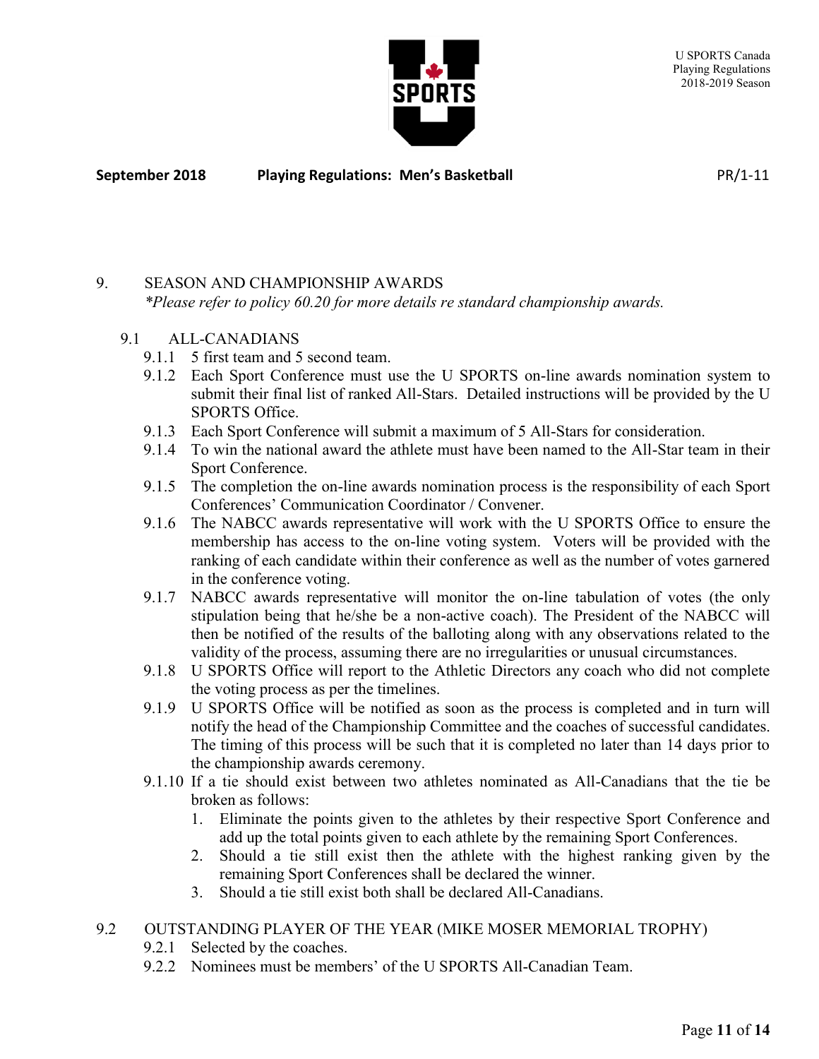## 9. SEASON AND CHAMPIONSHIP AWARDS

*\*Please refer to policy 60.20 for more details re standard championship awards.*

### 9.1 ALL-CANADIANS

- 9.1.1 5 first team and 5 second team.
- 9.1.2 Each Sport Conference must use the U SPORTS on-line awards nomination system to submit their final list of ranked All-Stars. Detailed instructions will be provided by the U SPORTS Office.
- 9.1.3 Each Sport Conference will submit a maximum of 5 All-Stars for consideration.
- 9.1.4 To win the national award the athlete must have been named to the All-Star team in their Sport Conference.
- 9.1.5 The completion the on-line awards nomination process is the responsibility of each Sport Conferences' Communication Coordinator / Convener.
- 9.1.6 The NABCC awards representative will work with the U SPORTS Office to ensure the membership has access to the on-line voting system. Voters will be provided with the ranking of each candidate within their conference as well as the number of votes garnered in the conference voting.
- 9.1.7 NABCC awards representative will monitor the on-line tabulation of votes (the only stipulation being that he/she be a non-active coach). The President of the NABCC will then be notified of the results of the balloting along with any observations related to the validity of the process, assuming there are no irregularities or unusual circumstances.
- 9.1.8 U SPORTS Office will report to the Athletic Directors any coach who did not complete the voting process as per the timelines.
- 9.1.9 U SPORTS Office will be notified as soon as the process is completed and in turn will notify the head of the Championship Committee and the coaches of successful candidates. The timing of this process will be such that it is completed no later than 14 days prior to the championship awards ceremony.
- 9.1.10 If a tie should exist between two athletes nominated as All-Canadians that the tie be broken as follows:
  1. Eliminate the points given to the athletes by their respective Sport Conference and add up the total points given to each athlete by the remaining Sport Conferences.
  2. Should a tie still exist then the athlete with the highest ranking given by the remaining Sport Conferences shall be declared the winner.
  3. Should a tie still exist both shall be declared All-Canadians.

### 9.2 OUTSTANDING PLAYER OF THE YEAR (MIKE MOSER MEMORIAL TROPHY)

- 9.2.1 Selected by the coaches.
- 9.2.2 Nominees must be members' of the U SPORTS All-Canadian Team.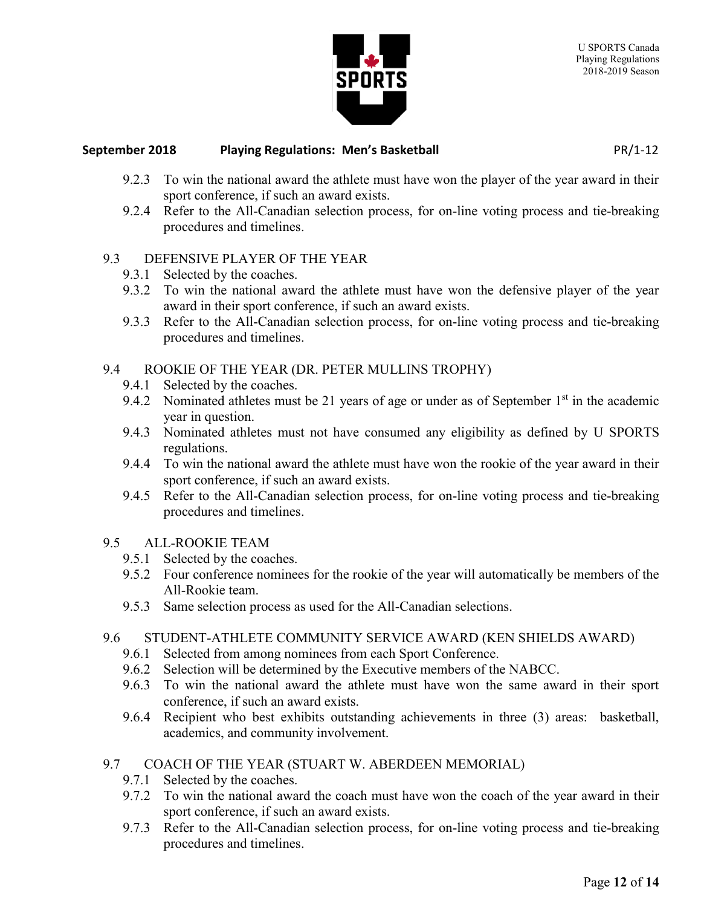9.2.3 To win the national award the athlete must have won the player of the year award in their sport conference, if such an award exists.

9.2.4 Refer to the All-Canadian selection process, for on-line voting process and tie-breaking procedures and timelines.

## 9.3 DEFENSIVE PLAYER OF THE YEAR

9.3.1 Selected by the coaches.

9.3.2 To win the national award the athlete must have won the defensive player of the year award in their sport conference, if such an award exists.

9.3.3 Refer to the All-Canadian selection process, for on-line voting process and tie-breaking procedures and timelines.

## 9.4 ROOKIE OF THE YEAR (DR. PETER MULLINS TROPHY)

9.4.1 Selected by the coaches.

9.4.2 Nominated athletes must be 21 years of age or under as of September 1st in the academic year in question.

9.4.3 Nominated athletes must not have consumed any eligibility as defined by U SPORTS regulations.

9.4.4 To win the national award the athlete must have won the rookie of the year award in their sport conference, if such an award exists.

9.4.5 Refer to the All-Canadian selection process, for on-line voting process and tie-breaking procedures and timelines.

## 9.5 ALL-ROOKIE TEAM

9.5.1 Selected by the coaches.

9.5.2 Four conference nominees for the rookie of the year will automatically be members of the All-Rookie team.

9.5.3 Same selection process as used for the All-Canadian selections.

## 9.6 STUDENT-ATHLETE COMMUNITY SERVICE AWARD (KEN SHIELDS AWARD)

9.6.1 Selected from among nominees from each Sport Conference.

9.6.2 Selection will be determined by the Executive members of the NABCC.

9.6.3 To win the national award the athlete must have won the same award in their sport conference, if such an award exists.

9.6.4 Recipient who best exhibits outstanding achievements in three (3) areas: basketball, academics, and community involvement.

## 9.7 COACH OF THE YEAR (STUART W. ABERDEEN MEMORIAL)

9.7.1 Selected by the coaches.

9.7.2 To win the national award the coach must have won the coach of the year award in their sport conference, if such an award exists.

9.7.3 Refer to the All-Canadian selection process, for on-line voting process and tie-breaking procedures and timelines.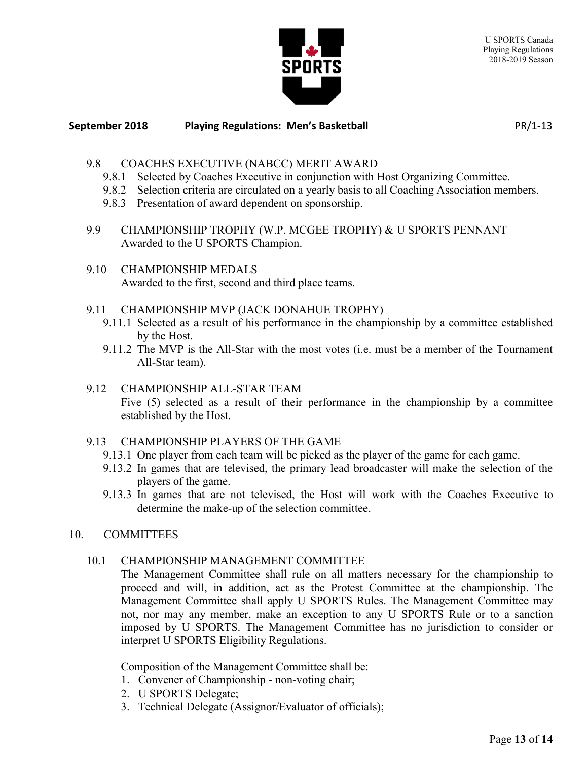9.8 COACHES EXECUTIVE (NABCC) MERIT AWARD

- 9.8.1 Selected by Coaches Executive in conjunction with Host Organizing Committee.
- 9.8.2 Selection criteria are circulated on a yearly basis to all Coaching Association members.
- 9.8.3 Presentation of award dependent on sponsorship.

9.9 CHAMPIONSHIP TROPHY (W.P. MCGEE TROPHY) & U SPORTS PENNANT

Awarded to the U SPORTS Champion.

9.10 CHAMPIONSHIP MEDALS

Awarded to the first, second and third place teams.

9.11 CHAMPIONSHIP MVP (JACK DONAHUE TROPHY)

- 9.11.1 Selected as a result of his performance in the championship by a committee established by the Host.
- 9.11.2 The MVP is the All-Star with the most votes (i.e. must be a member of the Tournament All-Star team).

9.12 CHAMPIONSHIP ALL-STAR TEAM

Five (5) selected as a result of their performance in the championship by a committee established by the Host.

9.13 CHAMPIONSHIP PLAYERS OF THE GAME

- 9.13.1 One player from each team will be picked as the player of the game for each game.
- 9.13.2 In games that are televised, the primary lead broadcaster will make the selection of the players of the game.
- 9.13.3 In games that are not televised, the Host will work with the Coaches Executive to determine the make-up of the selection committee.

10. COMMITTEES

10.1 CHAMPIONSHIP MANAGEMENT COMMITTEE

The Management Committee shall rule on all matters necessary for the championship to proceed and will, in addition, act as the Protest Committee at the championship. The Management Committee shall apply U SPORTS Rules. The Management Committee may not, nor may any member, make an exception to any U SPORTS Rule or to a sanction imposed by U SPORTS. The Management Committee has no jurisdiction to consider or interpret U SPORTS Eligibility Regulations.

Composition of the Management Committee shall be:

1. Convener of Championship - non-voting chair;
2. U SPORTS Delegate;
3. Technical Delegate (Assignor/Evaluator of officials);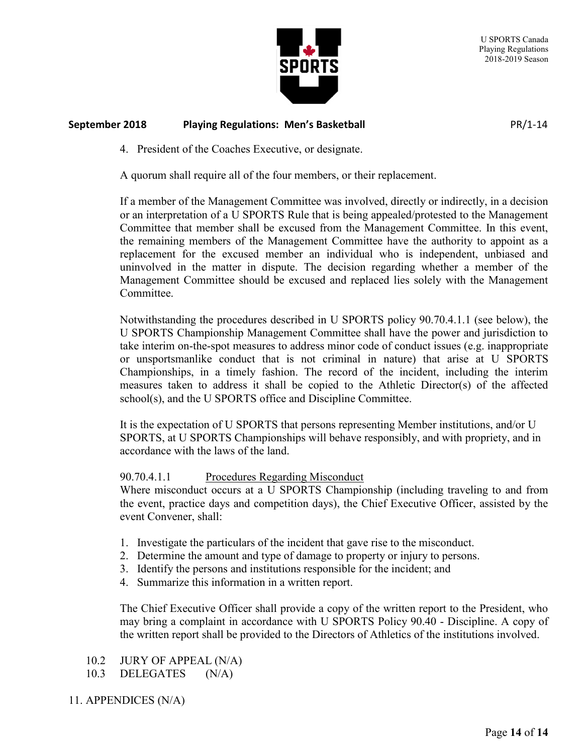4. President of the Coaches Executive, or designate.

A quorum shall require all of the four members, or their replacement.

If a member of the Management Committee was involved, directly or indirectly, in a decision or an interpretation of a U SPORTS Rule that is being appealed/protested to the Management Committee that member shall be excused from the Management Committee. In this event, the remaining members of the Management Committee have the authority to appoint as a replacement for the excused member an individual who is independent, unbiased and uninvolved in the matter in dispute. The decision regarding whether a member of the Management Committee should be excused and replaced lies solely with the Management Committee.

Notwithstanding the procedures described in U SPORTS policy 90.70.4.1.1 (see below), the U SPORTS Championship Management Committee shall have the power and jurisdiction to take interim on-the-spot measures to address minor code of conduct issues (e.g. inappropriate or unsportsmanlike conduct that is not criminal in nature) that arise at U SPORTS Championships, in a timely fashion. The record of the incident, including the interim measures taken to address it shall be copied to the Athletic Director(s) of the affected school(s), and the U SPORTS office and Discipline Committee.

It is the expectation of U SPORTS that persons representing Member institutions, and/or U SPORTS, at U SPORTS Championships will behave responsibly, and with propriety, and in accordance with the laws of the land.

90.70.4.1.1 Procedures Regarding Misconduct

Where misconduct occurs at a U SPORTS Championship (including traveling to and from the event, practice days and competition days), the Chief Executive Officer, assisted by the event Convener, shall:

1. Investigate the particulars of the incident that gave rise to the misconduct.
2. Determine the amount and type of damage to property or injury to persons.
3. Identify the persons and institutions responsible for the incident; and
4. Summarize this information in a written report.

The Chief Executive Officer shall provide a copy of the written report to the President, who may bring a complaint in accordance with U SPORTS Policy 90.40 - Discipline. A copy of the written report shall be provided to the Directors of Athletics of the institutions involved.

10.2 JURY OF APPEAL (N/A)

10.3 DELEGATES (N/A)

11. APPENDICES (N/A)